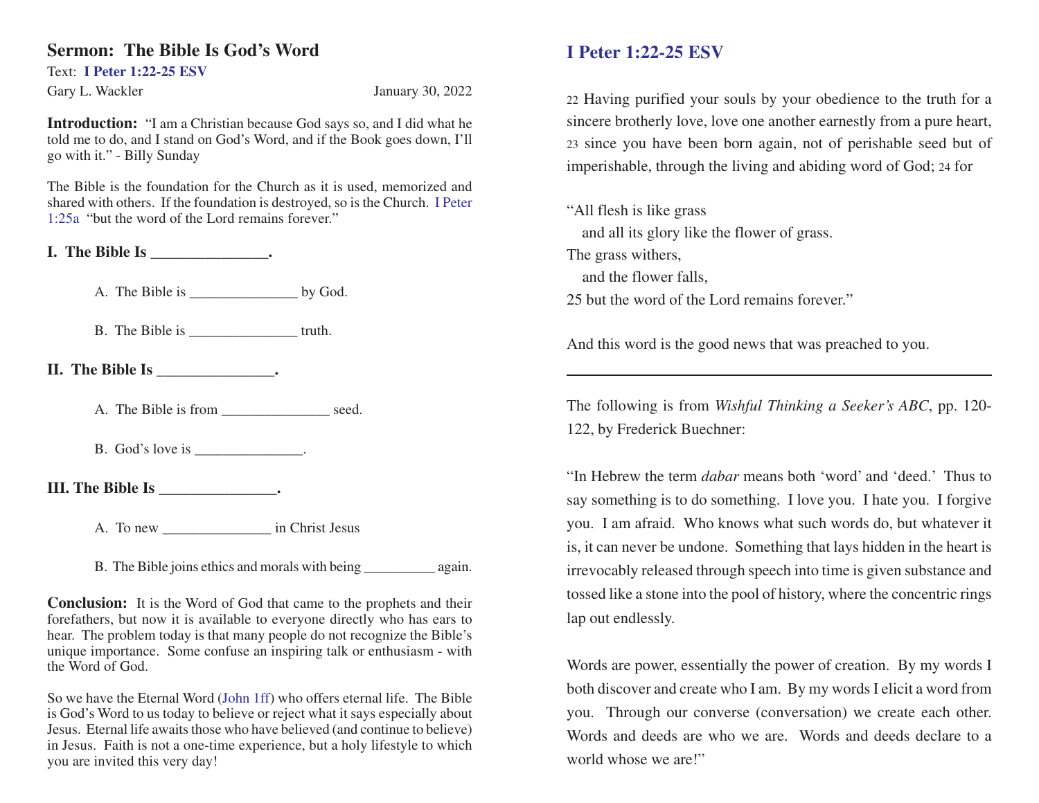# Sermon: The Bible Is God's Word

Text: **I Peter 1:22-25 ESV**

Gary L. Wackler January 30, 2022

**Introduction:** "I am a Christian because God says so, and I did what he told me to do, and I stand on God's Word, and if the Book goes down, I'll go with it." - Billy Sunday

The Bible is the foundation for the Church as it is used, memorized and shared with others. If the foundation is destroyed, so is the Church. I Peter 1:25a "but the word of the Lord remains forever."

**I. The Bible Is _______________.**

A. The Bible is _______________ by God.

B. The Bible is _______________ truth.

**II. The Bible Is _______________.**

A. The Bible is from _______________ seed.

B. God's love is _______________.

**III. The Bible Is _______________.**

A. To new _______________ in Christ Jesus

B. The Bible joins ethics and morals with being __________ again.

**Conclusion:** It is the Word of God that came to the prophets and their forefathers, but now it is available to everyone directly who has ears to hear. The problem today is that many people do not recognize the Bible's unique importance. Some confuse an inspiring talk or enthusiasm - with the Word of God.

So we have the Eternal Word (John 1ff) who offers eternal life. The Bible is God's Word to us today to believe or reject what it says especially about Jesus. Eternal life awaits those who have believed (and continue to believe) in Jesus. Faith is not a one-time experience, but a holy lifestyle to which you are invited this very day!

## I Peter 1:22-25 ESV

22 Having purified your souls by your obedience to the truth for a sincere brotherly love, love one another earnestly from a pure heart, 23 since you have been born again, not of perishable seed but of imperishable, through the living and abiding word of God; 24 for

"All flesh is like grass
 and all its glory like the flower of grass.
The grass withers,
 and the flower falls,
25 but the word of the Lord remains forever."

And this word is the good news that was preached to you.

---

The following is from *Wishful Thinking a Seeker's ABC*, pp. 120-122, by Frederick Buechner:

"In Hebrew the term *dabar* means both 'word' and 'deed.' Thus to say something is to do something. I love you. I hate you. I forgive you. I am afraid. Who knows what such words do, but whatever it is, it can never be undone. Something that lays hidden in the heart is irrevocably released through speech into time is given substance and tossed like a stone into the pool of history, where the concentric rings lap out endlessly.

Words are power, essentially the power of creation. By my words I both discover and create who I am. By my words I elicit a word from you. Through our converse (conversation) we create each other. Words and deeds are who we are. Words and deeds declare to a world whose we are!"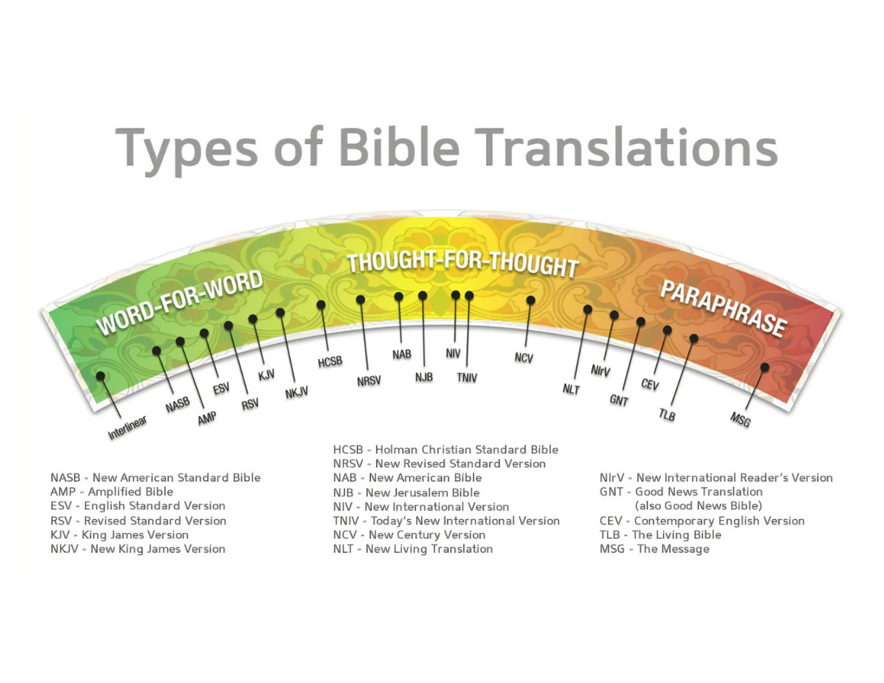# Types of Bible Translations

WORD-FOR-WORD

THOUGHT-FOR-THOUGHT

PARAPHRASE

Interlinear
NASB
AMP
ESV
RSV
KJV
NKJV
HCSB
NRSV
NAB
NJB
NIV
TNIV
NCV
NLT
NIrV
GNT
CEV
TLB
MSG

NASB - New American Standard Bible
AMP - Amplified Bible
ESV - English Standard Version
RSV - Revised Standard Version
KJV - King James Version
NKJV - New King James Version

HCSB - Holman Christian Standard Bible
NRSV - New Revised Standard Version
NAB - New American Bible
NJB - New Jerusalem Bible
NIV - New International Version
TNIV - Today's New International Version
NCV - New Century Version
NLT - New Living Translation

NIrV - New International Reader's Version
GNT - Good News Translation
(also Good News Bible)
CEV - Contemporary English Version
TLB - The Living Bible
MSG - The Message